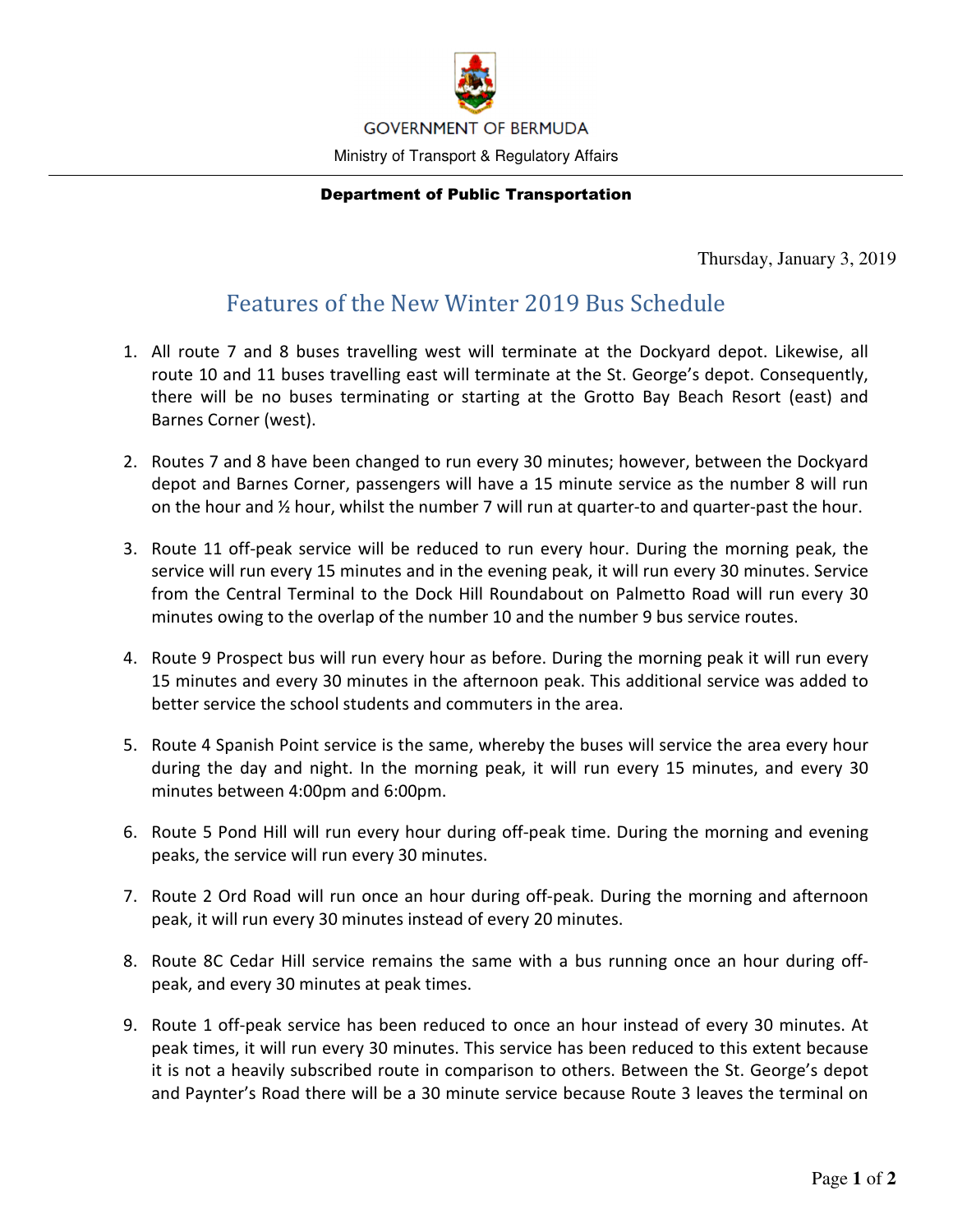GOVERNMENT OF BERMUDA

Ministry of Transport & Regulatory Affairs

**Department of Public Transportation**

Thursday, January 3, 2019

# Features of the New Winter 2019 Bus Schedule

1. All route 7 and 8 buses travelling west will terminate at the Dockyard depot. Likewise, all route 10 and 11 buses travelling east will terminate at the St. George's depot. Consequently, there will be no buses terminating or starting at the Grotto Bay Beach Resort (east) and Barnes Corner (west).

2. Routes 7 and 8 have been changed to run every 30 minutes; however, between the Dockyard depot and Barnes Corner, passengers will have a 15 minute service as the number 8 will run on the hour and ½ hour, whilst the number 7 will run at quarter-to and quarter-past the hour.

3. Route 11 off-peak service will be reduced to run every hour. During the morning peak, the service will run every 15 minutes and in the evening peak, it will run every 30 minutes. Service from the Central Terminal to the Dock Hill Roundabout on Palmetto Road will run every 30 minutes owing to the overlap of the number 10 and the number 9 bus service routes.

4. Route 9 Prospect bus will run every hour as before. During the morning peak it will run every 15 minutes and every 30 minutes in the afternoon peak. This additional service was added to better service the school students and commuters in the area.

5. Route 4 Spanish Point service is the same, whereby the buses will service the area every hour during the day and night. In the morning peak, it will run every 15 minutes, and every 30 minutes between 4:00pm and 6:00pm.

6. Route 5 Pond Hill will run every hour during off-peak time. During the morning and evening peaks, the service will run every 30 minutes.

7. Route 2 Ord Road will run once an hour during off-peak. During the morning and afternoon peak, it will run every 30 minutes instead of every 20 minutes.

8. Route 8C Cedar Hill service remains the same with a bus running once an hour during off-peak, and every 30 minutes at peak times.

9. Route 1 off-peak service has been reduced to once an hour instead of every 30 minutes. At peak times, it will run every 30 minutes. This service has been reduced to this extent because it is not a heavily subscribed route in comparison to others. Between the St. George's depot and Paynter's Road there will be a 30 minute service because Route 3 leaves the terminal on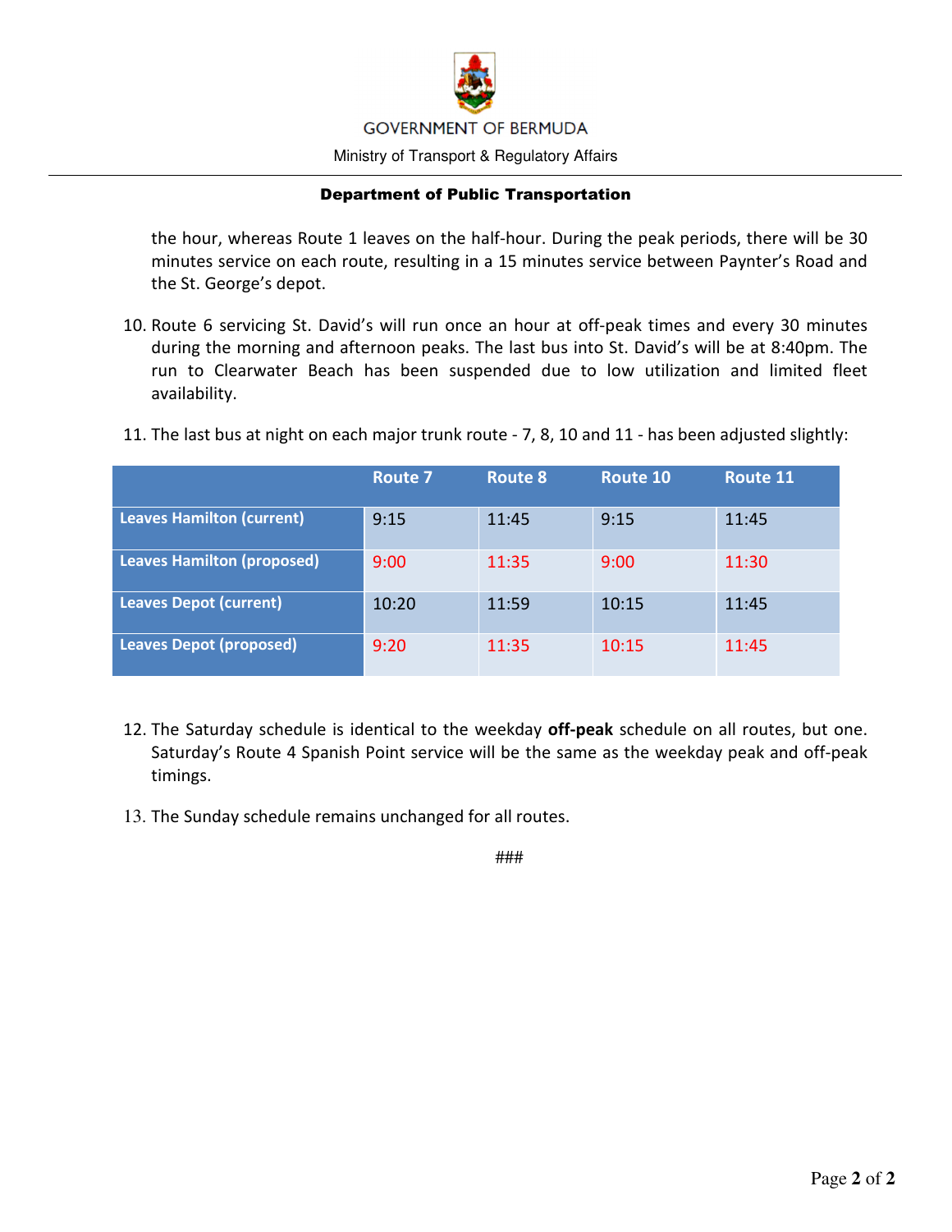the hour, whereas Route 1 leaves on the half-hour. During the peak periods, there will be 30 minutes service on each route, resulting in a 15 minutes service between Paynter's Road and the St. George's depot.

10. Route 6 servicing St. David's will run once an hour at off-peak times and every 30 minutes during the morning and afternoon peaks. The last bus into St. David's will be at 8:40pm. The run to Clearwater Beach has been suspended due to low utilization and limited fleet availability.

11. The last bus at night on each major trunk route - 7, 8, 10 and 11 - has been adjusted slightly:

| | Route 7 | Route 8 | Route 10 | Route 11 |
|---|---|---|---|---|
| **Leaves Hamilton (current)** | 9:15 | 11:45 | 9:15 | 11:45 |
| **Leaves Hamilton (proposed)** | 9:00 | 11:35 | 9:00 | 11:30 |
| **Leaves Depot (current)** | 10:20 | 11:59 | 10:15 | 11:45 |
| **Leaves Depot (proposed)** | 9:20 | 11:35 | 10:15 | 11:45 |

12. The Saturday schedule is identical to the weekday **off-peak** schedule on all routes, but one. Saturday's Route 4 Spanish Point service will be the same as the weekday peak and off-peak timings.

13. The Sunday schedule remains unchanged for all routes.

###